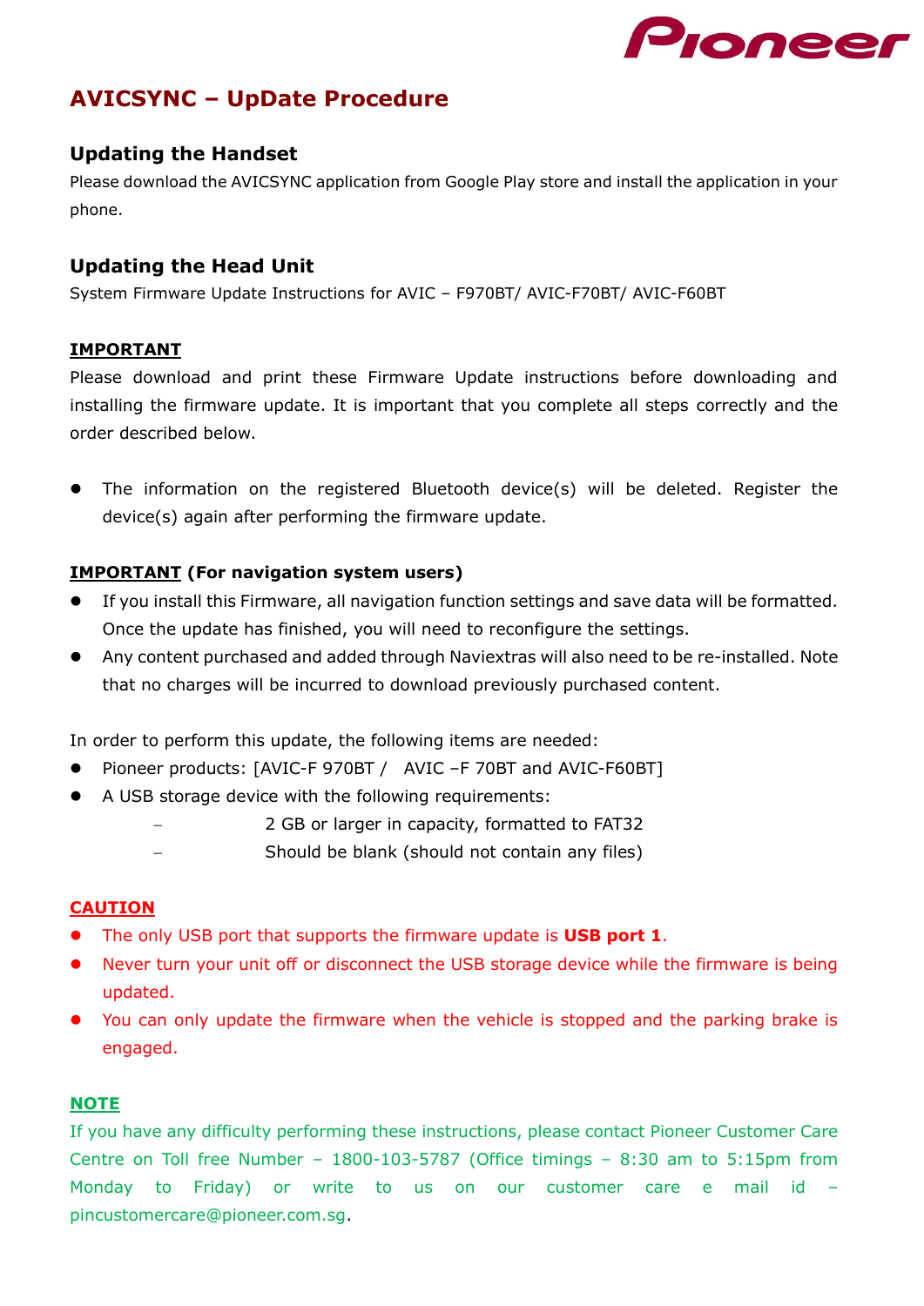# AVICSYNC – UpDate Procedure

## Updating the Handset

Please download the AVICSYNC application from Google Play store and install the application in your phone.

## Updating the Head Unit

System Firmware Update Instructions for AVIC – F970BT/ AVIC-F70BT/ AVIC-F60BT

**IMPORTANT**

Please download and print these Firmware Update instructions before downloading and installing the firmware update. It is important that you complete all steps correctly and the order described below.

- The information on the registered Bluetooth device(s) will be deleted. Register the device(s) again after performing the firmware update.

**IMPORTANT (For navigation system users)**

- If you install this Firmware, all navigation function settings and save data will be formatted. Once the update has finished, you will need to reconfigure the settings.
- Any content purchased and added through Naviextras will also need to be re-installed. Note that no charges will be incurred to download previously purchased content.

In order to perform this update, the following items are needed:

- Pioneer products: [AVIC-F 970BT / AVIC –F 70BT and AVIC-F60BT]
- A USB storage device with the following requirements:
  - 2 GB or larger in capacity, formatted to FAT32
  - Should be blank (should not contain any files)

**CAUTION**

- The only USB port that supports the firmware update is **USB port 1**.
- Never turn your unit off or disconnect the USB storage device while the firmware is being updated.
- You can only update the firmware when the vehicle is stopped and the parking brake is engaged.

**NOTE**

If you have any difficulty performing these instructions, please contact Pioneer Customer Care Centre on Toll free Number – 1800-103-5787 (Office timings – 8:30 am to 5:15pm from Monday to Friday) or write to us on our customer care e mail id – pincustomercare@pioneer.com.sg.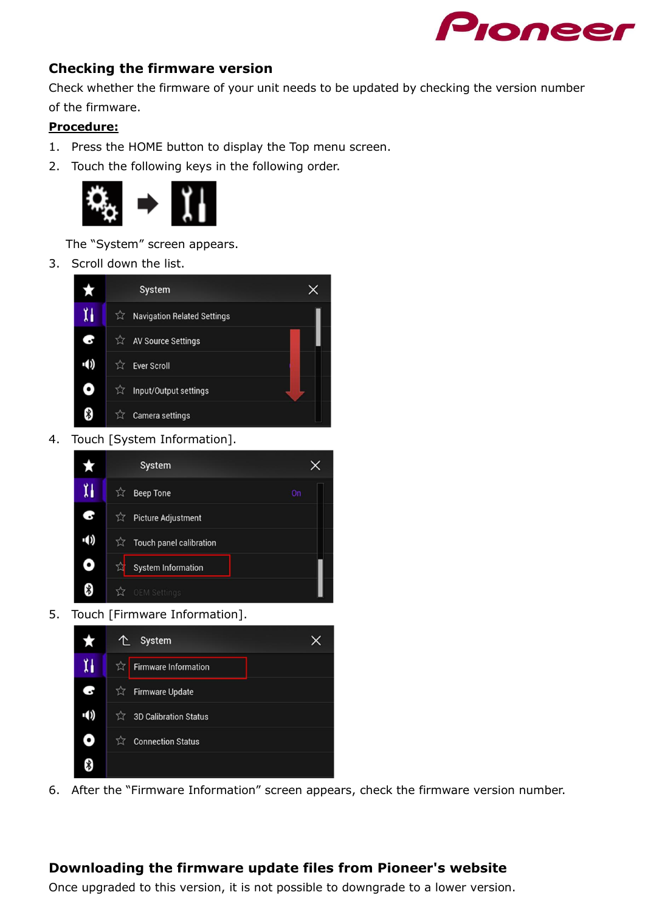## Checking the firmware version

Check whether the firmware of your unit needs to be updated by checking the version number of the firmware.

**Procedure:**

1. Press the HOME button to display the Top menu screen.
2. Touch the following keys in the following order.

   The "System" screen appears.
3. Scroll down the list.
4. Touch [System Information].
5. Touch [Firmware Information].
6. After the "Firmware Information" screen appears, check the firmware version number.

## Downloading the firmware update files from Pioneer's website

Once upgraded to this version, it is not possible to downgrade to a lower version.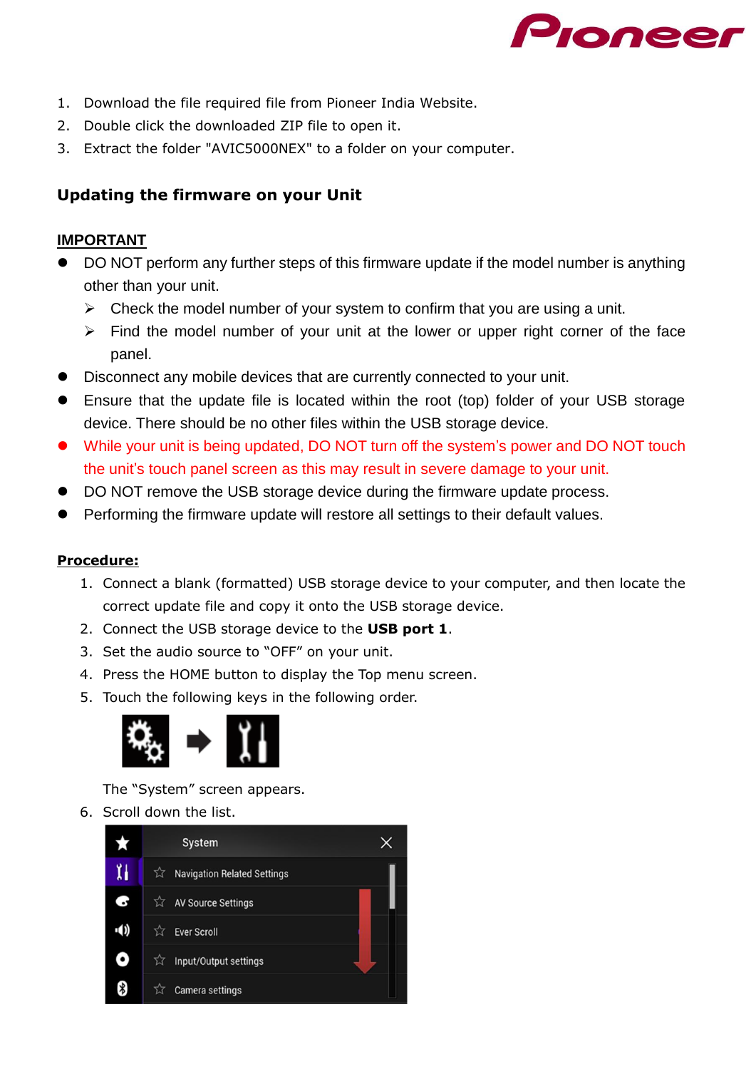1. Download the file required file from Pioneer India Website.
2. Double click the downloaded ZIP file to open it.
3. Extract the folder "AVIC5000NEX" to a folder on your computer.

## Updating the firmware on your Unit

### IMPORTANT

- DO NOT perform any further steps of this firmware update if the model number is anything other than your unit.
  - Check the model number of your system to confirm that you are using a unit.
  - Find the model number of your unit at the lower or upper right corner of the face panel.
- Disconnect any mobile devices that are currently connected to your unit.
- Ensure that the update file is located within the root (top) folder of your USB storage device. There should be no other files within the USB storage device.
- While your unit is being updated, DO NOT turn off the system's power and DO NOT touch the unit's touch panel screen as this may result in severe damage to your unit.
- DO NOT remove the USB storage device during the firmware update process.
- Performing the firmware update will restore all settings to their default values.

### Procedure:

1. Connect a blank (formatted) USB storage device to your computer, and then locate the correct update file and copy it onto the USB storage device.
2. Connect the USB storage device to the **USB port 1**.
3. Set the audio source to "OFF" on your unit.
4. Press the HOME button to display the Top menu screen.
5. Touch the following keys in the following order.

   The "System" screen appears.
6. Scroll down the list.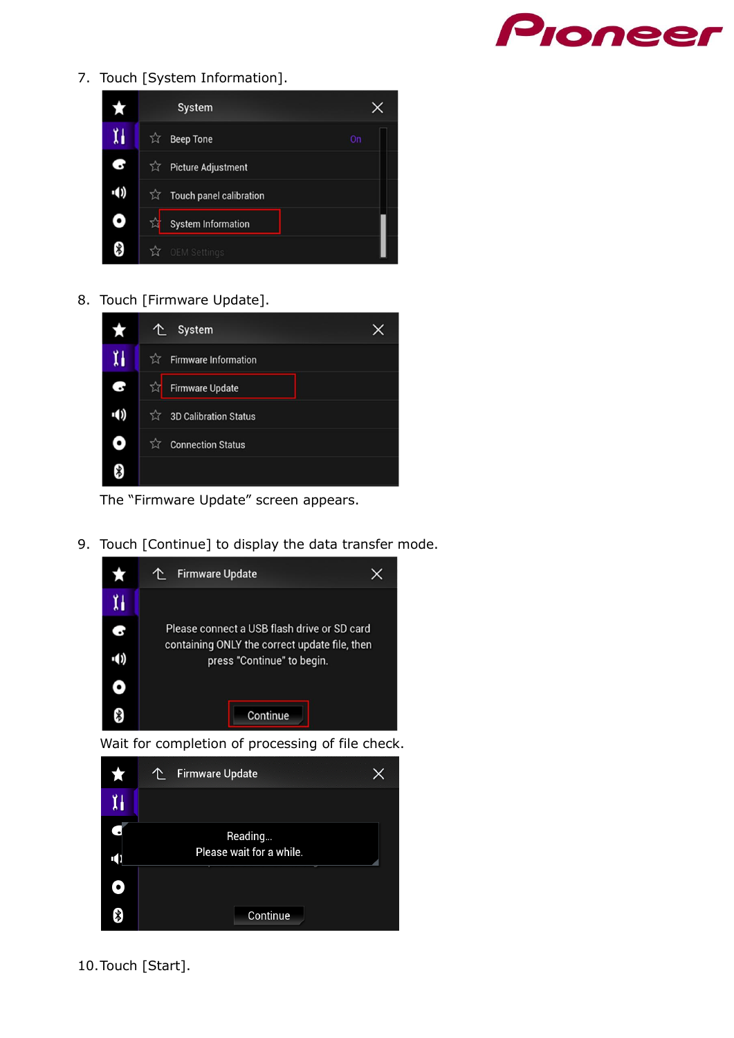7. Touch [System Information].

8. Touch [Firmware Update].

   The “Firmware Update” screen appears.

9. Touch [Continue] to display the data transfer mode.

   Wait for completion of processing of file check.

10. Touch [Start].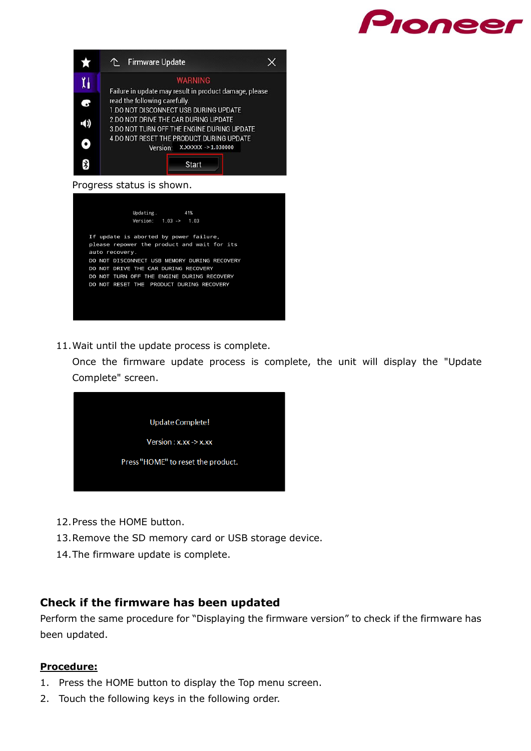Progress status is shown.

11. Wait until the update process is complete.

    Once the firmware update process is complete, the unit will display the "Update Complete" screen.

12. Press the HOME button.
13. Remove the SD memory card or USB storage device.
14. The firmware update is complete.

## Check if the firmware has been updated

Perform the same procedure for “Displaying the firmware version” to check if the firmware has been updated.

**Procedure:**

1. Press the HOME button to display the Top menu screen.
2. Touch the following keys in the following order.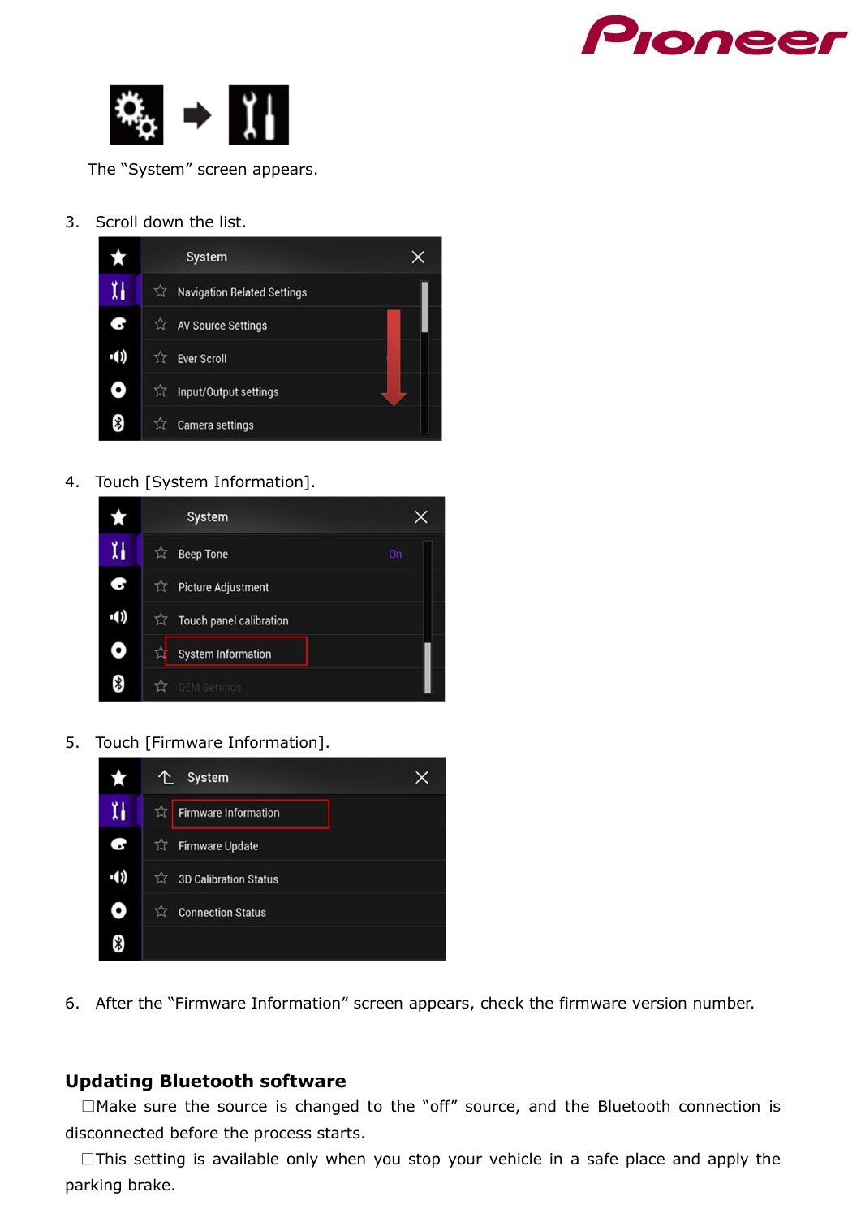The “System” screen appears.

3. Scroll down the list.

4. Touch [System Information].

5. Touch [Firmware Information].

6. After the “Firmware Information” screen appears, check the firmware version number.

## Updating Bluetooth software

☐Make sure the source is changed to the “off” source, and the Bluetooth connection is disconnected before the process starts.

☐This setting is available only when you stop your vehicle in a safe place and apply the parking brake.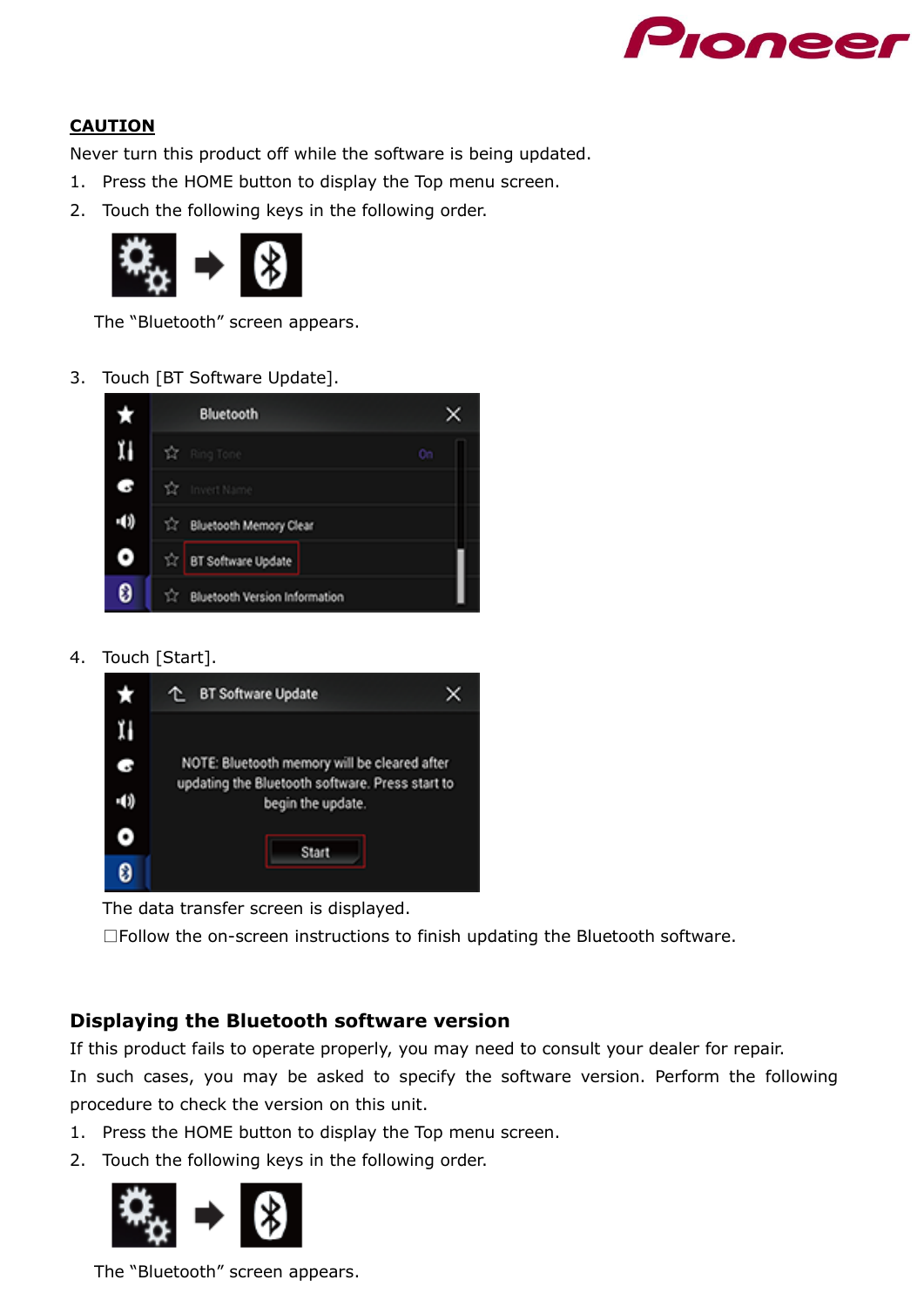**CAUTION**

Never turn this product off while the software is being updated.

1. Press the HOME button to display the Top menu screen.
2. Touch the following keys in the following order.

   The "Bluetooth" screen appears.

3. Touch [BT Software Update].

4. Touch [Start].

   The data transfer screen is displayed.

   ☐Follow the on-screen instructions to finish updating the Bluetooth software.

## Displaying the Bluetooth software version

If this product fails to operate properly, you may need to consult your dealer for repair.

In such cases, you may be asked to specify the software version. Perform the following procedure to check the version on this unit.

1. Press the HOME button to display the Top menu screen.
2. Touch the following keys in the following order.

   The "Bluetooth" screen appears.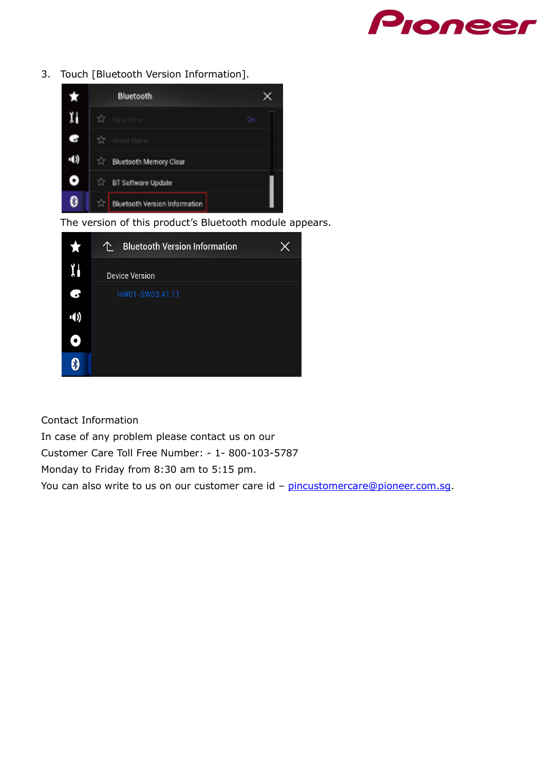3. Touch [Bluetooth Version Information].

The version of this product's Bluetooth module appears.

Contact Information

In case of any problem please contact us on our

Customer Care Toll Free Number: - 1- 800-103-5787

Monday to Friday from 8:30 am to 5:15 pm.

You can also write to us on our customer care id – pincustomercare@pioneer.com.sg.